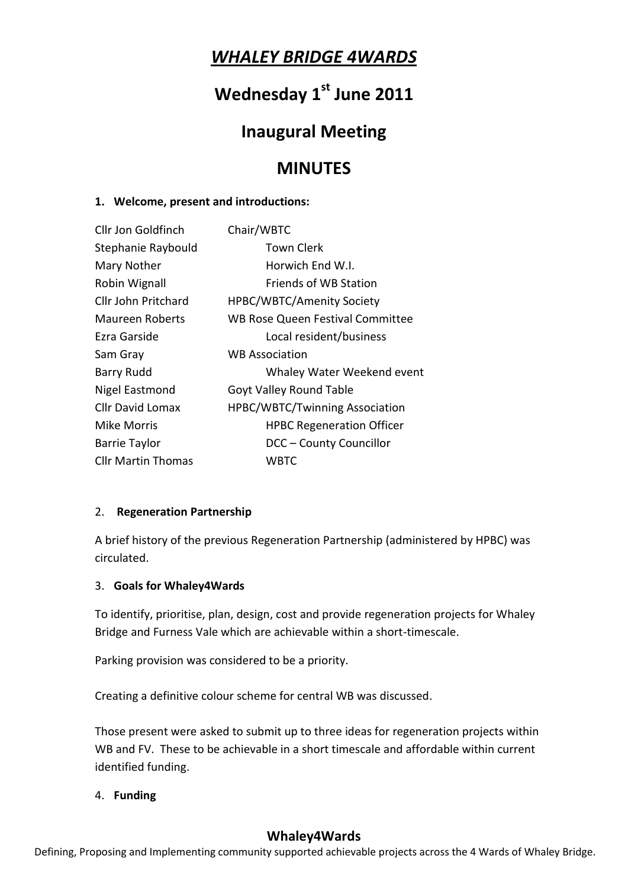# *WHALEY BRIDGE 4WARDS*

# Wednesday 1st June 2011

# Inaugural Meeting

# MINUTES

**1. Welcome, present and introductions:**

| | |
|---|---|
| Cllr Jon Goldfinch | Chair/WBTC |
| Stephanie Raybould | Town Clerk |
| Mary Nother | Horwich End W.I. |
| Robin Wignall | Friends of WB Station |
| Cllr John Pritchard | HPBC/WBTC/Amenity Society |
| Maureen Roberts | WB Rose Queen Festival Committee |
| Ezra Garside | Local resident/business |
| Sam Gray | WB Association |
| Barry Rudd | Whaley Water Weekend event |
| Nigel Eastmond | Goyt Valley Round Table |
| Cllr David Lomax | HPBC/WBTC/Twinning Association |
| Mike Morris | HPBC Regeneration Officer |
| Barrie Taylor | DCC – County Councillor |
| Cllr Martin Thomas | WBTC |

2. **Regeneration Partnership**

A brief history of the previous Regeneration Partnership (administered by HPBC) was circulated.

3. **Goals for Whaley4Wards**

To identify, prioritise, plan, design, cost and provide regeneration projects for Whaley Bridge and Furness Vale which are achievable within a short-timescale.

Parking provision was considered to be a priority.

Creating a definitive colour scheme for central WB was discussed.

Those present were asked to submit up to three ideas for regeneration projects within WB and FV. These to be achievable in a short timescale and affordable within current identified funding.

4. **Funding**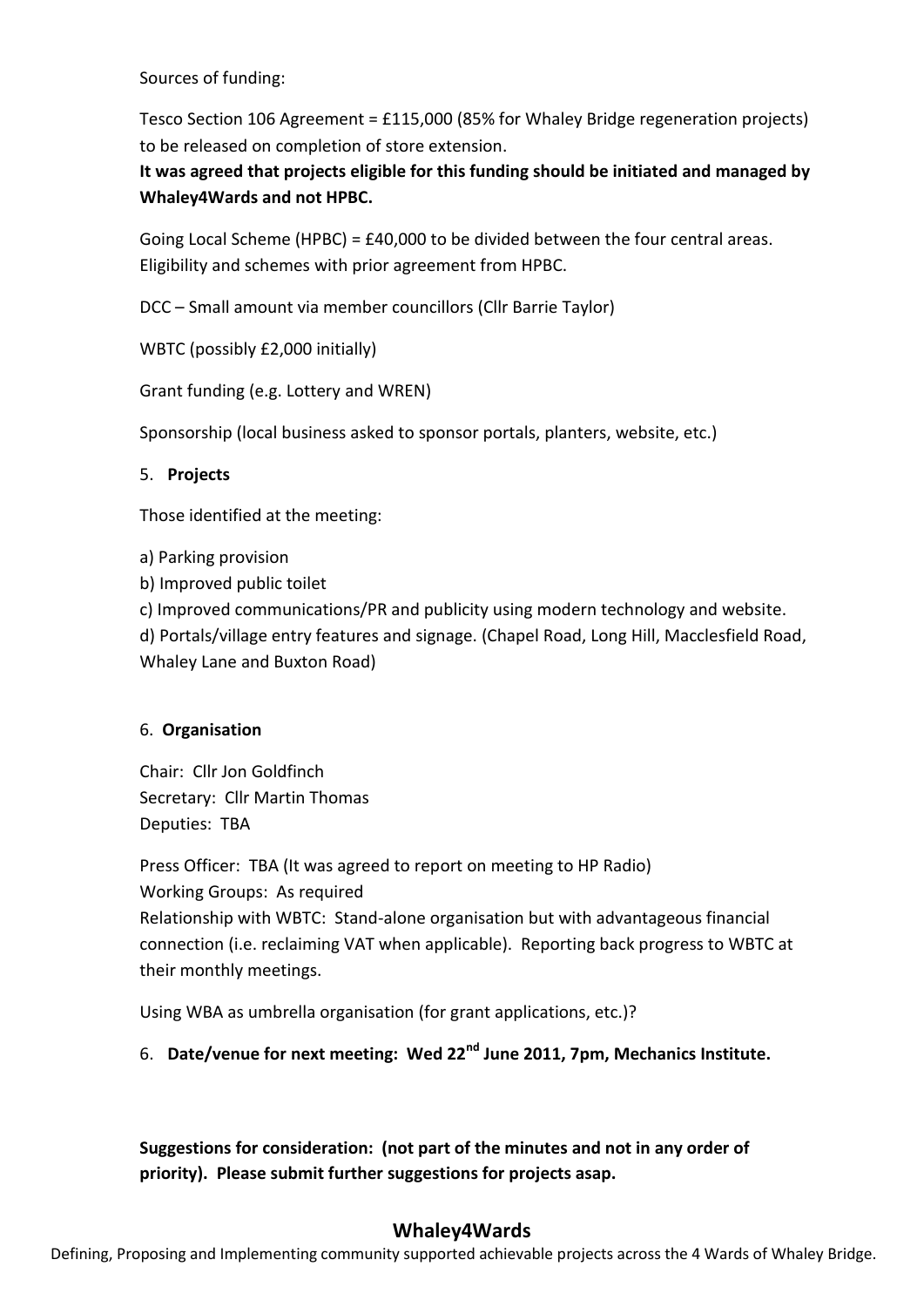Sources of funding:

Tesco Section 106 Agreement = £115,000 (85% for Whaley Bridge regeneration projects) to be released on completion of store extension.

**It was agreed that projects eligible for this funding should be initiated and managed by Whaley4Wards and not HPBC.**

Going Local Scheme (HPBC) = £40,000 to be divided between the four central areas. Eligibility and schemes with prior agreement from HPBC.

DCC – Small amount via member councillors (Cllr Barrie Taylor)

WBTC (possibly £2,000 initially)

Grant funding (e.g. Lottery and WREN)

Sponsorship (local business asked to sponsor portals, planters, website, etc.)

5. **Projects**

Those identified at the meeting:

a) Parking provision
b) Improved public toilet
c) Improved communications/PR and publicity using modern technology and website.
d) Portals/village entry features and signage. (Chapel Road, Long Hill, Macclesfield Road, Whaley Lane and Buxton Road)

6. **Organisation**

Chair: Cllr Jon Goldfinch
Secretary: Cllr Martin Thomas
Deputies: TBA

Press Officer: TBA (It was agreed to report on meeting to HP Radio)
Working Groups: As required
Relationship with WBTC: Stand-alone organisation but with advantageous financial connection (i.e. reclaiming VAT when applicable). Reporting back progress to WBTC at their monthly meetings.

Using WBA as umbrella organisation (for grant applications, etc.)?

6. **Date/venue for next meeting: Wed 22nd June 2011, 7pm, Mechanics Institute.**

**Suggestions for consideration: (not part of the minutes and not in any order of priority). Please submit further suggestions for projects asap.**

**Whaley4Wards**

Defining, Proposing and Implementing community supported achievable projects across the 4 Wards of Whaley Bridge.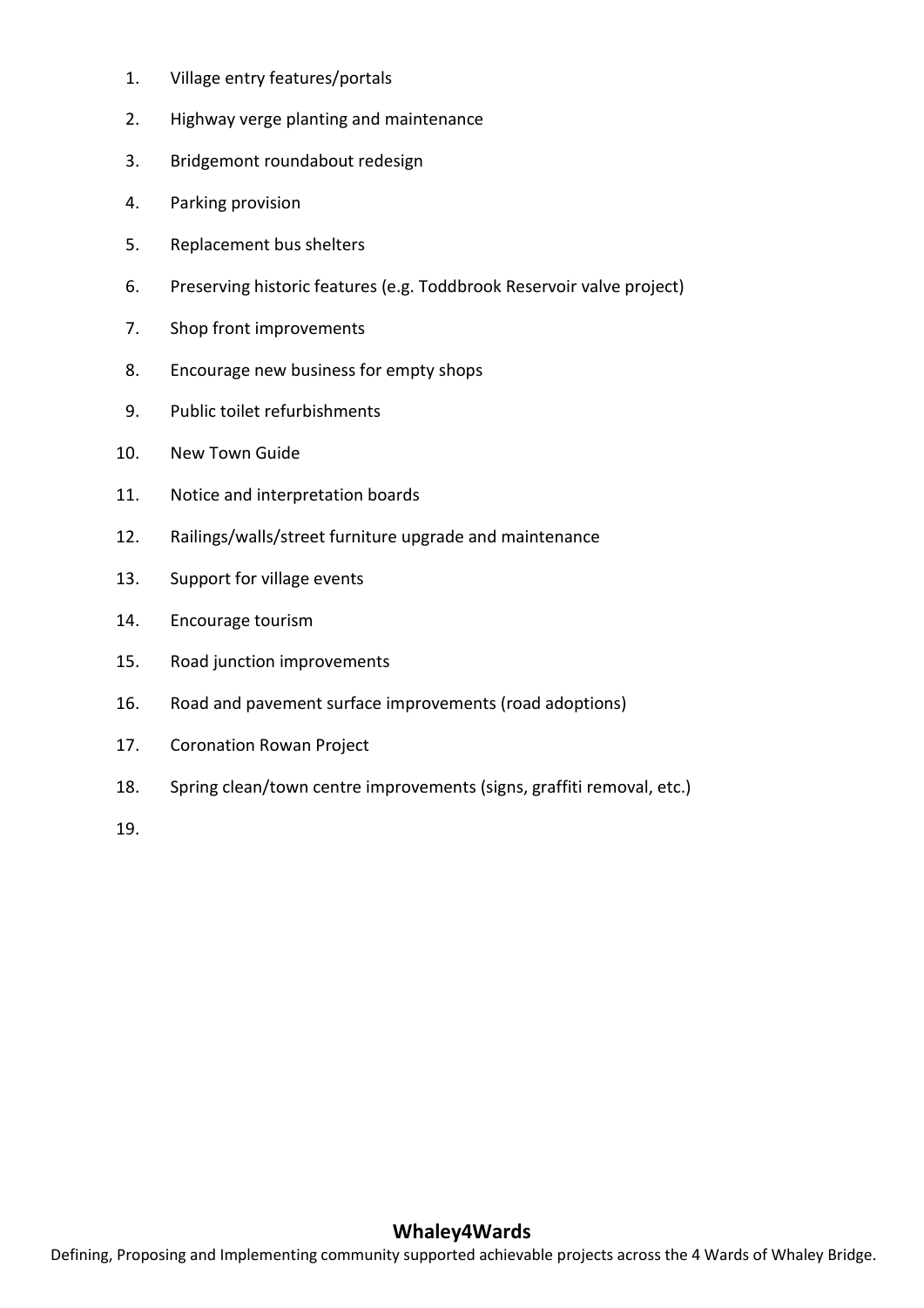1. Village entry features/portals
2. Highway verge planting and maintenance
3. Bridgemont roundabout redesign
4. Parking provision
5. Replacement bus shelters
6. Preserving historic features (e.g. Toddbrook Reservoir valve project)
7. Shop front improvements
8. Encourage new business for empty shops
9. Public toilet refurbishments
10. New Town Guide
11. Notice and interpretation boards
12. Railings/walls/street furniture upgrade and maintenance
13. Support for village events
14. Encourage tourism
15. Road junction improvements
16. Road and pavement surface improvements (road adoptions)
17. Coronation Rowan Project
18. Spring clean/town centre improvements (signs, graffiti removal, etc.)
19.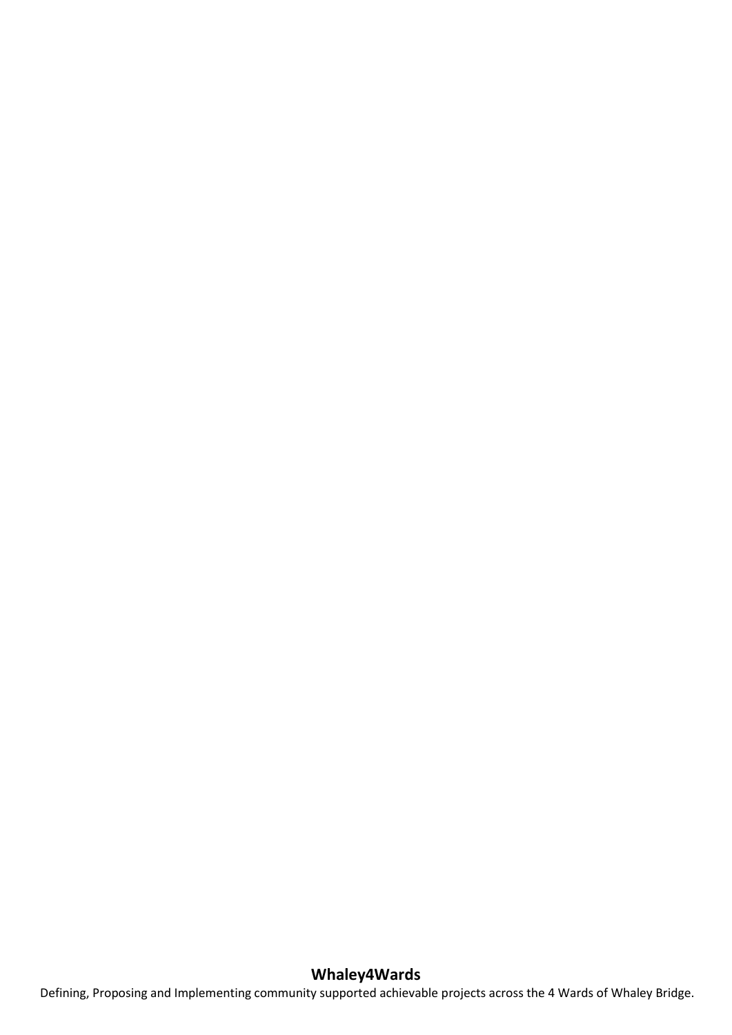**Whaley4Wards**

Defining, Proposing and Implementing community supported achievable projects across the 4 Wards of Whaley Bridge.